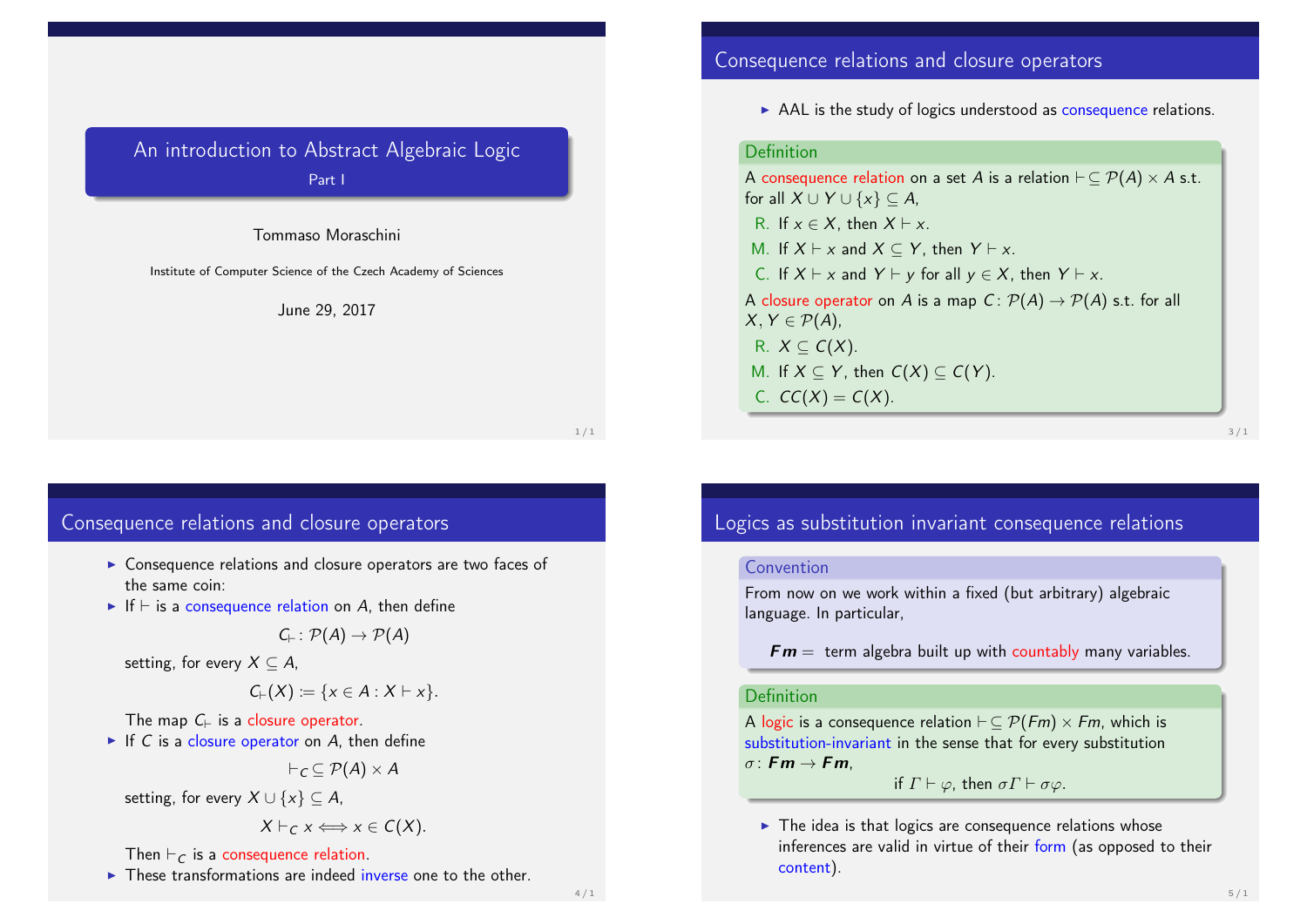# An introduction to Abstract Algebraic Logic

Part I

Tommaso Moraschini

Institute of Computer Science of the Czech Academy of Sciences

June 29, 2017

## Consequence relations and closure operators

- AAL is the study of logics understood as consequence relations.

**Definition**

A consequence relation on a set $A$ is a relation $\vdash \subseteq \mathcal{P}(A) \times A$ s.t. for all $X \cup Y \cup \{x\} \subseteq A$,

- R. If $x \in X$, then $X \vdash x$.
- M. If $X \vdash x$ and $X \subseteq Y$, then $Y \vdash x$.
- C. If $X \vdash x$ and $Y \vdash y$ for all $y \in X$, then $Y \vdash x$.

A closure operator on $A$ is a map $C \colon \mathcal{P}(A) \to \mathcal{P}(A)$ s.t. for all $X, Y \in \mathcal{P}(A)$,

- R. $X \subseteq C(X)$.
- M. If $X \subseteq Y$, then $C(X) \subseteq C(Y)$.
- C. $CC(X) = C(X)$.

## Consequence relations and closure operators

- Consequence relations and closure operators are two faces of the same coin:
- If $\vdash$ is a consequence relation on $A$, then define

$$C_{\vdash} \colon \mathcal{P}(A) \to \mathcal{P}(A)$$

setting, for every $X \subseteq A$,

$$C_{\vdash}(X) := \{x \in A : X \vdash x\}.$$

The map $C_{\vdash}$ is a closure operator.

- If $C$ is a closure operator on $A$, then define

$$\vdash_C \subseteq \mathcal{P}(A) \times A$$

setting, for every $X \cup \{x\} \subseteq A$,

$$X \vdash_C x \Longleftrightarrow x \in C(X).$$

Then $\vdash_C$ is a consequence relation.

- These transformations are indeed inverse one to the other.

## Logics as substitution invariant consequence relations

**Convention**

From now on we work within a fixed (but arbitrary) algebraic language. In particular,

$\boldsymbol{Fm} =$ term algebra built up with countably many variables.

**Definition**

A logic is a consequence relation $\vdash \subseteq \mathcal{P}(Fm) \times Fm$, which is substitution-invariant in the sense that for every substitution $\sigma \colon \boldsymbol{Fm} \to \boldsymbol{Fm}$,

$$\text{if } \Gamma \vdash \varphi, \text{ then } \sigma\Gamma \vdash \sigma\varphi.$$

- The idea is that logics are consequence relations whose inferences are valid in virtue of their form (as opposed to their content).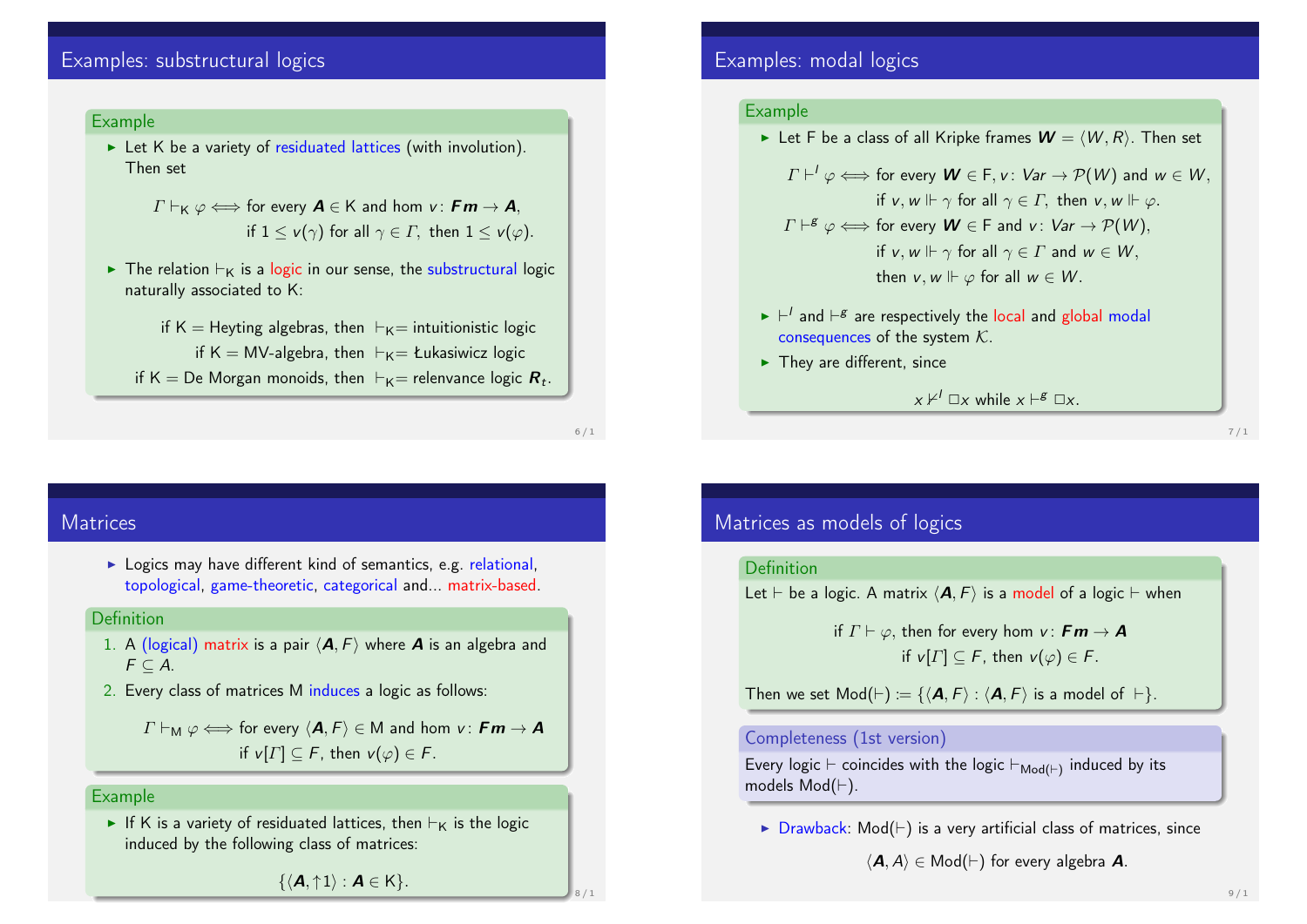## Examples: substructural logics

**Example**

- Let K be a variety of residuated lattices (with involution). Then set

$$\Gamma \vdash_{\mathsf{K}} \varphi \iff \text{for every } \boldsymbol{A} \in \mathsf{K} \text{ and hom } v \colon \boldsymbol{Fm} \to \boldsymbol{A}, \text{ if } 1 \leq v(\gamma) \text{ for all } \gamma \in \Gamma, \text{ then } 1 \leq v(\varphi).$$

- The relation $\vdash_{\mathsf{K}}$ is a logic in our sense, the substructural logic naturally associated to K:

  if K = Heyting algebras, then $\vdash_{\mathsf{K}}$= intuitionistic logic
  if K = MV-algebra, then $\vdash_{\mathsf{K}}$= Łukasiwicz logic
  if K = De Morgan monoids, then $\vdash_{\mathsf{K}}$= relenvance logic $\boldsymbol{R}_t$.

## Examples: modal logics

**Example**

- Let F be a class of all Kripke frames $\boldsymbol{W} = \langle W, R \rangle$. Then set

$$\Gamma \vdash^{l} \varphi \iff \text{for every } \boldsymbol{W} \in \mathsf{F}, v \colon Var \to \mathcal{P}(W) \text{ and } w \in W, \text{ if } v, w \Vdash \gamma \text{ for all } \gamma \in \Gamma, \text{ then } v, w \Vdash \varphi.$$

$$\Gamma \vdash^{g} \varphi \iff \text{for every } \boldsymbol{W} \in \mathsf{F} \text{ and } v \colon Var \to \mathcal{P}(W), \text{ if } v, w \Vdash \gamma \text{ for all } \gamma \in \Gamma \text{ and } w \in W, \text{ then } v, w \Vdash \varphi \text{ for all } w \in W.$$

- $\vdash^{l}$ and $\vdash^{g}$ are respectively the local and global modal consequences of the system $\mathcal{K}$.
- They are different, since

$$x \nvdash^{l} \Box x \text{ while } x \vdash^{g} \Box x.$$

## Matrices

- Logics may have different kind of semantics, e.g. relational, topological, game-theoretic, categorical and... matrix-based.

**Definition**

1. A (logical) matrix is a pair $\langle \boldsymbol{A}, F \rangle$ where $\boldsymbol{A}$ is an algebra and $F \subseteq A$.
2. Every class of matrices M induces a logic as follows:

$$\Gamma \vdash_{\mathsf{M}} \varphi \iff \text{for every } \langle \boldsymbol{A}, F \rangle \in \mathsf{M} \text{ and hom } v \colon \boldsymbol{Fm} \to \boldsymbol{A} \text{ if } v[\Gamma] \subseteq F, \text{ then } v(\varphi) \in F.$$

**Example**

- If K is a variety of residuated lattices, then $\vdash_{\mathsf{K}}$ is the logic induced by the following class of matrices:

$$\{\langle \boldsymbol{A}, \uparrow 1 \rangle : \boldsymbol{A} \in \mathsf{K}\}.$$

## Matrices as models of logics

**Definition**

Let $\vdash$ be a logic. A matrix $\langle \boldsymbol{A}, F \rangle$ is a model of a logic $\vdash$ when

$$\text{if } \Gamma \vdash \varphi, \text{ then for every hom } v \colon \boldsymbol{Fm} \to \boldsymbol{A} \text{ if } v[\Gamma] \subseteq F, \text{ then } v(\varphi) \in F.$$

Then we set $\mathrm{Mod}(\vdash) := \{\langle \boldsymbol{A}, F \rangle : \langle \boldsymbol{A}, F \rangle \text{ is a model of } \vdash\}$.

**Completeness (1st version)**

Every logic $\vdash$ coincides with the logic $\vdash_{\mathrm{Mod}(\vdash)}$ induced by its models $\mathrm{Mod}(\vdash)$.

- Drawback: $\mathrm{Mod}(\vdash)$ is a very artificial class of matrices, since

$$\langle \boldsymbol{A}, A \rangle \in \mathrm{Mod}(\vdash) \text{ for every algebra } \boldsymbol{A}.$$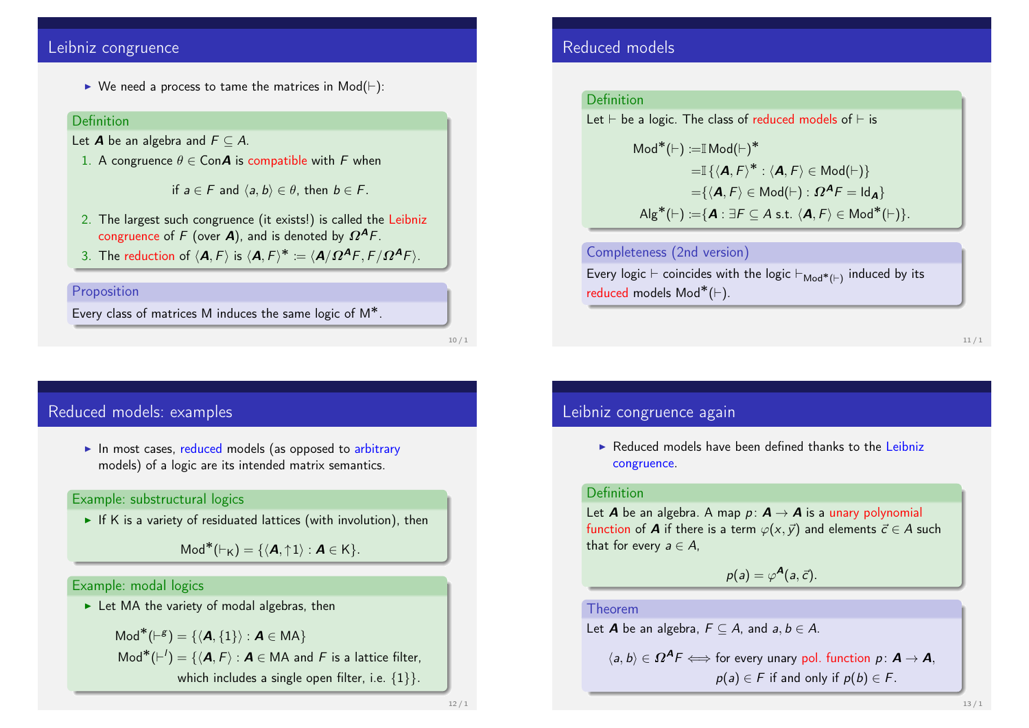## Leibniz congruence

- We need a process to tame the matrices in $\mathrm{Mod}(\vdash)$:

**Definition**

Let $\boldsymbol{A}$ be an algebra and $F \subseteq A$.

1. A congruence $\theta \in \mathrm{Con}\boldsymbol{A}$ is compatible with $F$ when

$$\text{if } a \in F \text{ and } \langle a, b \rangle \in \theta, \text{ then } b \in F.$$

2. The largest such congruence (it exists!) is called the Leibniz congruence of $F$ (over $\boldsymbol{A}$), and is denoted by $\boldsymbol{\Omega}^{\boldsymbol{A}}F$.
3. The reduction of $\langle \boldsymbol{A}, F \rangle$ is $\langle \boldsymbol{A}, F \rangle^* := \langle \boldsymbol{A}/\boldsymbol{\Omega}^{\boldsymbol{A}}F, F/\boldsymbol{\Omega}^{\boldsymbol{A}}F \rangle$.

**Proposition**

Every class of matrices M induces the same logic of $\mathrm{M}^*$.

## Reduced models

**Definition**

Let $\vdash$ be a logic. The class of reduced models of $\vdash$ is

$$\begin{aligned}
\mathrm{Mod}^*(\vdash) &:= \mathbb{I}\,\mathrm{Mod}(\vdash)^* \\
&= \mathbb{I}\,\{\langle \boldsymbol{A}, F \rangle^* : \langle \boldsymbol{A}, F \rangle \in \mathrm{Mod}(\vdash)\} \\
&= \{\langle \boldsymbol{A}, F \rangle \in \mathrm{Mod}(\vdash) : \boldsymbol{\Omega}^{\boldsymbol{A}}F = \mathrm{Id}_{\boldsymbol{A}}\} \\
\mathrm{Alg}^*(\vdash) &:= \{\boldsymbol{A} : \exists F \subseteq A \text{ s.t. } \langle \boldsymbol{A}, F \rangle \in \mathrm{Mod}^*(\vdash)\}.
\end{aligned}$$

**Completeness (2nd version)**

Every logic $\vdash$ coincides with the logic $\vdash_{\mathrm{Mod}^*(\vdash)}$ induced by its reduced models $\mathrm{Mod}^*(\vdash)$.

## Reduced models: examples

- In most cases, reduced models (as opposed to arbitrary models) of a logic are its intended matrix semantics.

**Example: substructural logics**

- If K is a variety of residuated lattices (with involution), then

$$\mathrm{Mod}^*(\vdash_{\mathsf{K}}) = \{\langle \boldsymbol{A}, \uparrow 1 \rangle : \boldsymbol{A} \in \mathsf{K}\}.$$

**Example: modal logics**

- Let MA the variety of modal algebras, then

$$\mathrm{Mod}^*(\vdash^g) = \{\langle \boldsymbol{A}, \{1\} \rangle : \boldsymbol{A} \in \mathsf{MA}\}$$

$$\mathrm{Mod}^*(\vdash^l) = \{\langle \boldsymbol{A}, F \rangle : \boldsymbol{A} \in \mathsf{MA} \text{ and } F \text{ is a lattice filter, which includes a single open filter, i.e. } \{1\}\}.$$

## Leibniz congruence again

- Reduced models have been defined thanks to the Leibniz congruence.

**Definition**

Let $\boldsymbol{A}$ be an algebra. A map $p \colon \boldsymbol{A} \to \boldsymbol{A}$ is a unary polynomial function of $\boldsymbol{A}$ if there is a term $\varphi(x, \vec{y})$ and elements $\vec{c} \in A$ such that for every $a \in A$,

$$p(a) = \varphi^{\boldsymbol{A}}(a, \vec{c}).$$

**Theorem**

Let $\boldsymbol{A}$ be an algebra, $F \subseteq A$, and $a, b \in A$.

$$\langle a, b \rangle \in \boldsymbol{\Omega}^{\boldsymbol{A}}F \iff \text{for every unary pol. function } p \colon \boldsymbol{A} \to \boldsymbol{A}, \; p(a) \in F \text{ if and only if } p(b) \in F.$$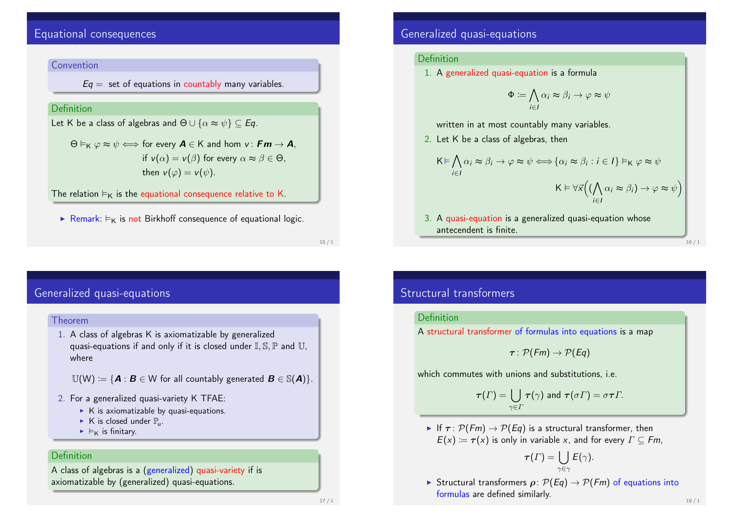## Equational consequences

**Convention**

$Eq =$ set of equations in countably many variables.

**Definition**

Let K be a class of algebras and $\Theta \cup \{\alpha \approx \psi\} \subseteq Eq$.

$$\Theta \vDash_{\mathsf{K}} \varphi \approx \psi \iff \text{for every } \boldsymbol{A} \in \mathsf{K} \text{ and hom } v\colon \boldsymbol{Fm} \to \boldsymbol{A}, \text{ if } v(\alpha) = v(\beta) \text{ for every } \alpha \approx \beta \in \Theta, \text{ then } v(\varphi) = v(\psi).$$

The relation $\vDash_{\mathsf{K}}$ is the equational consequence relative to K.

- Remark: $\vDash_{\mathsf{K}}$ is not Birkhoff consequence of equational logic.

## Generalized quasi-equations

**Definition**

1. A generalized quasi-equation is a formula
$$\Phi := \bigwedge_{i \in I} \alpha_i \approx \beta_i \to \varphi \approx \psi$$
written in at most countably many variables.
2. Let K be a class of algebras, then
$$\mathsf{K} \vDash \bigwedge_{i \in I} \alpha_i \approx \beta_i \to \varphi \approx \psi \iff \{\alpha_i \approx \beta_i : i \in I\} \vDash_{\mathsf{K}} \varphi \approx \psi$$
$$\mathsf{K} \vDash \forall \vec{x}\Big( (\bigwedge_{i \in I} \alpha_i \approx \beta_i) \to \varphi \approx \psi \Big)$$
3. A quasi-equation is a generalized quasi-equation whose antecendent is finite.

## Generalized quasi-equations

**Theorem**

1. A class of algebras K is axiomatizable by generalized quasi-equations if and only if it is closed under $\mathbb{I}, \mathbb{S}, \mathbb{P}$ and $\mathbb{U}$, where
$$\mathbb{U}(\mathsf{W}) := \{\boldsymbol{A} : \boldsymbol{B} \in \mathsf{W} \text{ for all countably generated } \boldsymbol{B} \in \mathbb{S}(\boldsymbol{A})\}.$$
2. For a generalized quasi-variety K TFAE:
   - K is axiomatizable by quasi-equations.
   - K is closed under $\mathbb{P}_{\mathsf{u}}$.
   - $\vDash_{\mathsf{K}}$ is finitary.

**Definition**

A class of algebras is a (generalized) quasi-variety if is axiomatizable by (generalized) quasi-equations.

## Structural transformers

**Definition**

A structural transformer of formulas into equations is a map
$$\boldsymbol{\tau}\colon \mathcal{P}(Fm) \to \mathcal{P}(Eq)$$
which commutes with unions and substitutions, i.e.
$$\boldsymbol{\tau}(\Gamma) = \bigcup_{\gamma \in \Gamma} \boldsymbol{\tau}(\gamma) \text{ and } \boldsymbol{\tau}(\sigma\Gamma) = \sigma\boldsymbol{\tau}\Gamma.$$

- If $\boldsymbol{\tau}\colon \mathcal{P}(Fm) \to \mathcal{P}(Eq)$ is a structural transformer, then $E(x) := \boldsymbol{\tau}(x)$ is only in variable $x$, and for every $\Gamma \subseteq Fm$,
$$\boldsymbol{\tau}(\Gamma) = \bigcup_{\gamma \in \gamma} E(\gamma).$$
- Structural transformers $\boldsymbol{\rho}\colon \mathcal{P}(Eq) \to \mathcal{P}(Fm)$ of equations into formulas are defined similarly.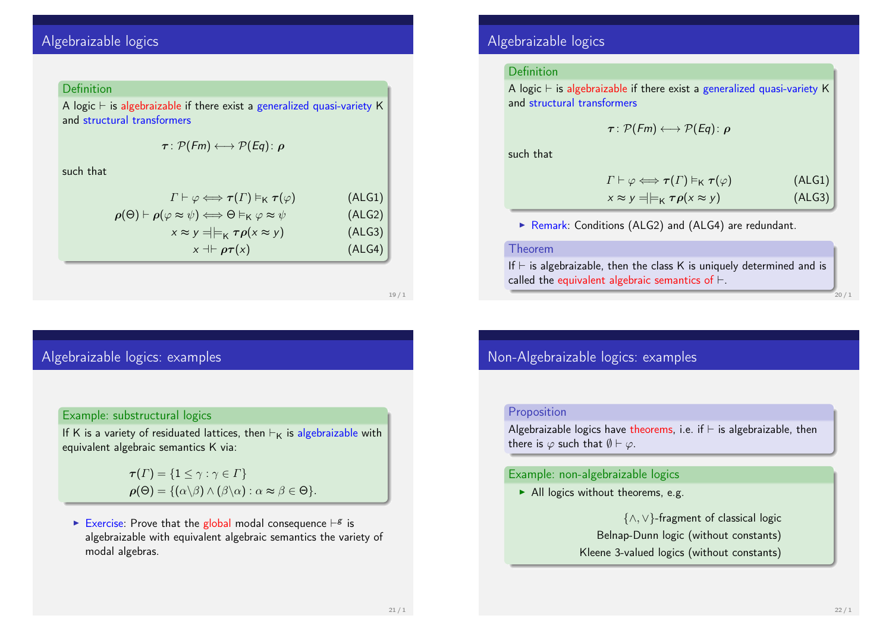## Algebraizable logics

**Definition**

A logic $\vdash$ is algebraizable if there exist a generalized quasi-variety $\mathsf{K}$ and structural transformers

$$\boldsymbol{\tau}\colon \mathcal{P}(Fm) \longleftrightarrow \mathcal{P}(Eq)\colon \boldsymbol{\rho}$$

such that

$$\Gamma \vdash \varphi \Longleftrightarrow \boldsymbol{\tau}(\Gamma) \vDash_{\mathsf{K}} \boldsymbol{\tau}(\varphi) \qquad \text{(ALG1)}$$

$$\boldsymbol{\rho}(\Theta) \vdash \boldsymbol{\rho}(\varphi \approx \psi) \Longleftrightarrow \Theta \vDash_{\mathsf{K}} \varphi \approx \psi \qquad \text{(ALG2)}$$

$$x \approx y \mathrel{=}\!\!\!\mid\!\vDash_{\mathsf{K}} \boldsymbol{\tau}\boldsymbol{\rho}(x \approx y) \qquad \text{(ALG3)}$$

$$x \dashv\vdash \boldsymbol{\rho}\boldsymbol{\tau}(x) \qquad \text{(ALG4)}$$

## Algebraizable logics

**Definition**

A logic $\vdash$ is algebraizable if there exist a generalized quasi-variety $\mathsf{K}$ and structural transformers

$$\boldsymbol{\tau}\colon \mathcal{P}(Fm) \longleftrightarrow \mathcal{P}(Eq)\colon \boldsymbol{\rho}$$

such that

$$\Gamma \vdash \varphi \Longleftrightarrow \boldsymbol{\tau}(\Gamma) \vDash_{\mathsf{K}} \boldsymbol{\tau}(\varphi) \qquad \text{(ALG1)}$$

$$x \approx y \mathrel{=}\!\!\!\mid\!\vDash_{\mathsf{K}} \boldsymbol{\tau}\boldsymbol{\rho}(x \approx y) \qquad \text{(ALG3)}$$

- Remark: Conditions (ALG2) and (ALG4) are redundant.

**Theorem**

If $\vdash$ is algebraizable, then the class $\mathsf{K}$ is uniquely determined and is called the equivalent algebraic semantics of $\vdash$.

## Algebraizable logics: examples

**Example: substructural logics**

If $\mathsf{K}$ is a variety of residuated lattices, then $\vdash_{\mathsf{K}}$ is algebraizable with equivalent algebraic semantics $\mathsf{K}$ via:

$$\boldsymbol{\tau}(\Gamma) = \{1 \leq \gamma : \gamma \in \Gamma\}$$

$$\boldsymbol{\rho}(\Theta) = \{(\alpha \backslash \beta) \wedge (\beta \backslash \alpha) : \alpha \approx \beta \in \Theta\}.$$

- Exercise: Prove that the global modal consequence $\vdash^{g}$ is algebraizable with equivalent algebraic semantics the variety of modal algebras.

## Non-Algebraizable logics: examples

**Proposition**

Algebraizable logics have theorems, i.e. if $\vdash$ is algebraizable, then there is $\varphi$ such that $\emptyset \vdash \varphi$.

**Example: non-algebraizable logics**

- All logics without theorems, e.g.

  $\{\wedge, \vee\}$-fragment of classical logic
  
  Belnap-Dunn logic (without constants)
  
  Kleene 3-valued logics (without constants)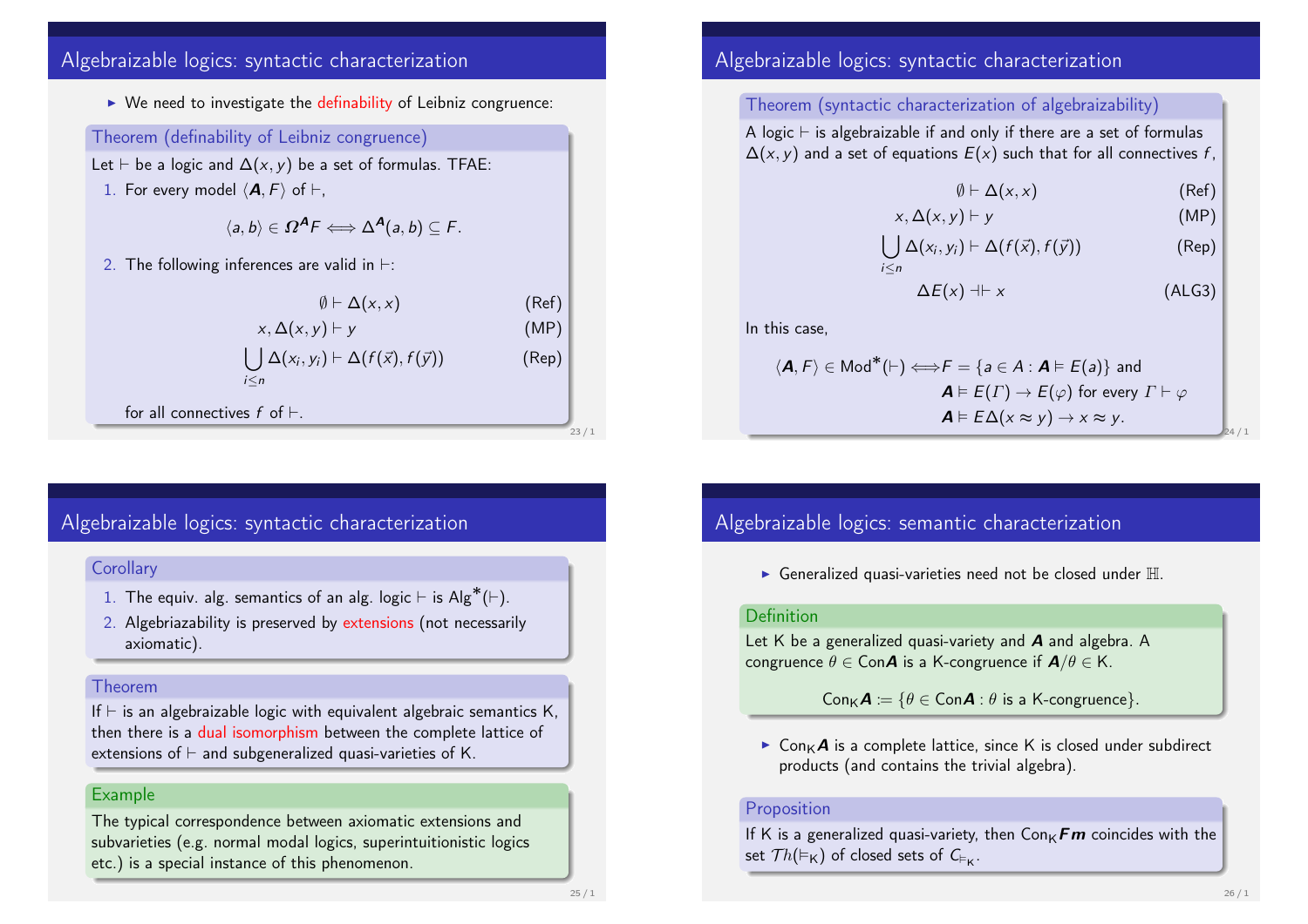## Algebraizable logics: syntactic characterization

- We need to investigate the definability of Leibniz congruence:

**Theorem (definability of Leibniz congruence)**

Let $\vdash$ be a logic and $\Delta(x, y)$ be a set of formulas. TFAE:

1. For every model $\langle \boldsymbol{A}, F \rangle$ of $\vdash$,

$$\langle a, b \rangle \in \boldsymbol{\Omega}^{\boldsymbol{A}} F \Longleftrightarrow \Delta^{\boldsymbol{A}}(a, b) \subseteq F.$$

2. The following inferences are valid in $\vdash$:

$$\emptyset \vdash \Delta(x, x) \qquad \text{(Ref)}$$

$$x, \Delta(x, y) \vdash y \qquad \text{(MP)}$$

$$\bigcup_{i \leq n} \Delta(x_i, y_i) \vdash \Delta(f(\vec{x}), f(\vec{y})) \qquad \text{(Rep)}$$

for all connectives $f$ of $\vdash$.

## Algebraizable logics: syntactic characterization

**Theorem (syntactic characterization of algebraizability)**

A logic $\vdash$ is algebraizable if and only if there are a set of formulas $\Delta(x, y)$ and a set of equations $E(x)$ such that for all connectives $f$,

$$\emptyset \vdash \Delta(x, x) \qquad \text{(Ref)}$$

$$x, \Delta(x, y) \vdash y \qquad \text{(MP)}$$

$$\bigcup_{i \leq n} \Delta(x_i, y_i) \vdash \Delta(f(\vec{x}), f(\vec{y})) \qquad \text{(Rep)}$$

$$\Delta E(x) \dashv\vdash x \qquad \text{(ALG3)}$$

In this case,

$$\langle \boldsymbol{A}, F \rangle \in \mathsf{Mod}^*(\vdash) \Longleftrightarrow F = \{a \in A : \boldsymbol{A} \vDash E(a)\} \text{ and}$$
$$\boldsymbol{A} \vDash E(\Gamma) \to E(\varphi) \text{ for every } \Gamma \vdash \varphi$$
$$\boldsymbol{A} \vDash E\Delta(x \approx y) \to x \approx y.$$

## Algebraizable logics: syntactic characterization

**Corollary**

1. The equiv. alg. semantics of an alg. logic $\vdash$ is $\mathsf{Alg}^*(\vdash)$.
2. Algebriazability is preserved by extensions (not necessarily axiomatic).

**Theorem**

If $\vdash$ is an algebraizable logic with equivalent algebraic semantics $\mathsf{K}$, then there is a dual isomorphism between the complete lattice of extensions of $\vdash$ and subgeneralized quasi-varieties of $\mathsf{K}$.

**Example**

The typical correspondence between axiomatic extensions and subvarieties (e.g. normal modal logics, superintuitionistic logics etc.) is a special instance of this phenomenon.

## Algebraizable logics: semantic characterization

- Generalized quasi-varieties need not be closed under $\mathbb{H}$.

**Definition**

Let $\mathsf{K}$ be a generalized quasi-variety and $\boldsymbol{A}$ and algebra. A congruence $\theta \in \mathrm{Con}\boldsymbol{A}$ is a $\mathsf{K}$-congruence if $\boldsymbol{A}/\theta \in \mathsf{K}$.

$$\mathrm{Con}_{\mathsf{K}}\boldsymbol{A} := \{\theta \in \mathrm{Con}\boldsymbol{A} : \theta \text{ is a } \mathsf{K}\text{-congruence}\}.$$

- $\mathrm{Con}_{\mathsf{K}}\boldsymbol{A}$ is a complete lattice, since $\mathsf{K}$ is closed under subdirect products (and contains the trivial algebra).

**Proposition**

If $\mathsf{K}$ is a generalized quasi-variety, then $\mathrm{Con}_{\mathsf{K}}\boldsymbol{Fm}$ coincides with the set $\mathcal{T}h(\vDash_{\mathsf{K}})$ of closed sets of $C_{\vDash_{\mathsf{K}}}$.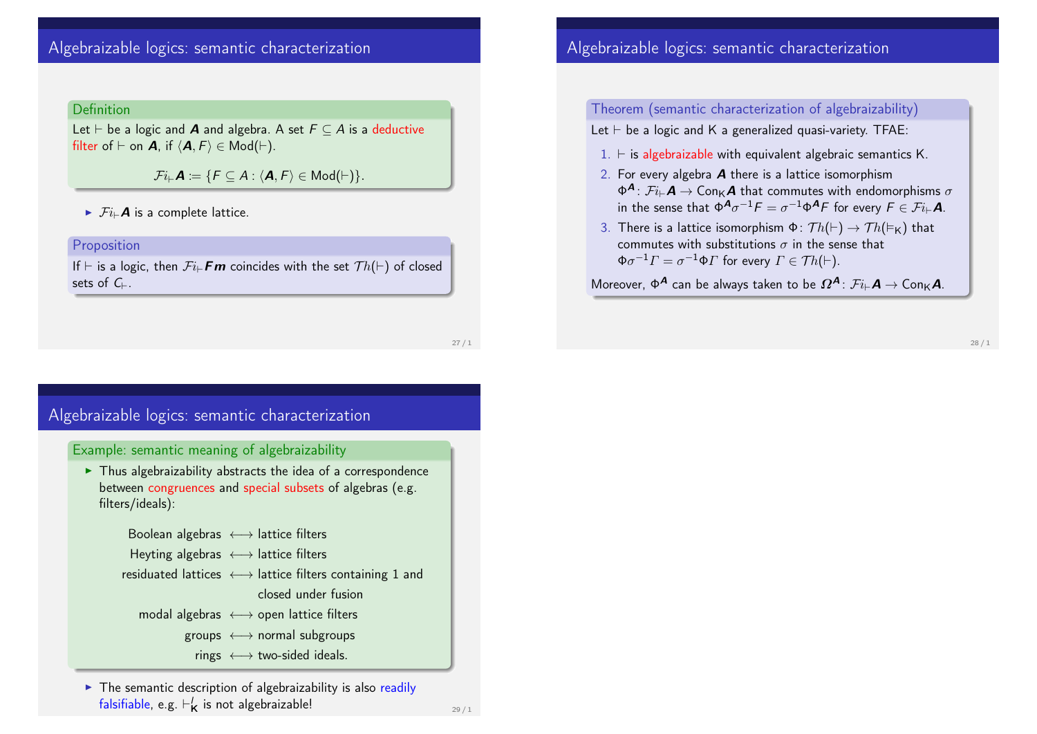## Algebraizable logics: semantic characterization

**Definition**

Let $\vdash$ be a logic and $\boldsymbol{A}$ and algebra. A set $F \subseteq A$ is a deductive filter of $\vdash$ on $\boldsymbol{A}$, if $\langle \boldsymbol{A}, F \rangle \in \mathrm{Mod}(\vdash)$.

$$\mathcal{F}i_{\vdash}\boldsymbol{A} := \{F \subseteq A : \langle \boldsymbol{A}, F \rangle \in \mathrm{Mod}(\vdash)\}.$$

- $\mathcal{F}i_{\vdash}\boldsymbol{A}$ is a complete lattice.

**Proposition**

If $\vdash$ is a logic, then $\mathcal{F}i_{\vdash}\boldsymbol{Fm}$ coincides with the set $\mathcal{T}h(\vdash)$ of closed sets of $C_{\vdash}$.

## Algebraizable logics: semantic characterization

**Theorem (semantic characterization of algebraizability)**

Let $\vdash$ be a logic and K a generalized quasi-variety. TFAE:

1. $\vdash$ is algebraizable with equivalent algebraic semantics K.
2. For every algebra $\boldsymbol{A}$ there is a lattice isomorphism $\Phi^{\boldsymbol{A}} \colon \mathcal{F}i_{\vdash}\boldsymbol{A} \to \mathrm{Con}_{\mathsf{K}}\boldsymbol{A}$ that commutes with endomorphisms $\sigma$ in the sense that $\Phi^{\boldsymbol{A}}\sigma^{-1}F = \sigma^{-1}\Phi^{\boldsymbol{A}}F$ for every $F \in \mathcal{F}i_{\vdash}\boldsymbol{A}$.
3. There is a lattice isomorphism $\Phi \colon \mathcal{T}h(\vdash) \to \mathcal{T}h(\vDash_{\mathsf{K}})$ that commutes with substitutions $\sigma$ in the sense that $\Phi\sigma^{-1}\Gamma = \sigma^{-1}\Phi\Gamma$ for every $\Gamma \in \mathcal{T}h(\vdash)$.

Moreover, $\Phi^{\boldsymbol{A}}$ can be always taken to be $\boldsymbol{\Omega}^{\boldsymbol{A}} \colon \mathcal{F}i_{\vdash}\boldsymbol{A} \to \mathrm{Con}_{\mathsf{K}}\boldsymbol{A}$.

## Algebraizable logics: semantic characterization

**Example: semantic meaning of algebraizability**

- Thus algebraizability abstracts the idea of a correspondence between congruences and special subsets of algebras (e.g. filters/ideals):

| | | |
|---|---|---|
| Boolean algebras | $\longleftrightarrow$ | lattice filters |
| Heyting algebras | $\longleftrightarrow$ | lattice filters |
| residuated lattices | $\longleftrightarrow$ | lattice filters containing 1 and closed under fusion |
| modal algebras | $\longleftrightarrow$ | open lattice filters |
| groups | $\longleftrightarrow$ | normal subgroups |
| rings | $\longleftrightarrow$ | two-sided ideals. |

- The semantic description of algebraizability is also readily falsifiable, e.g. $\vdash^{l}_{\mathsf{K}}$ is not algebraizable!